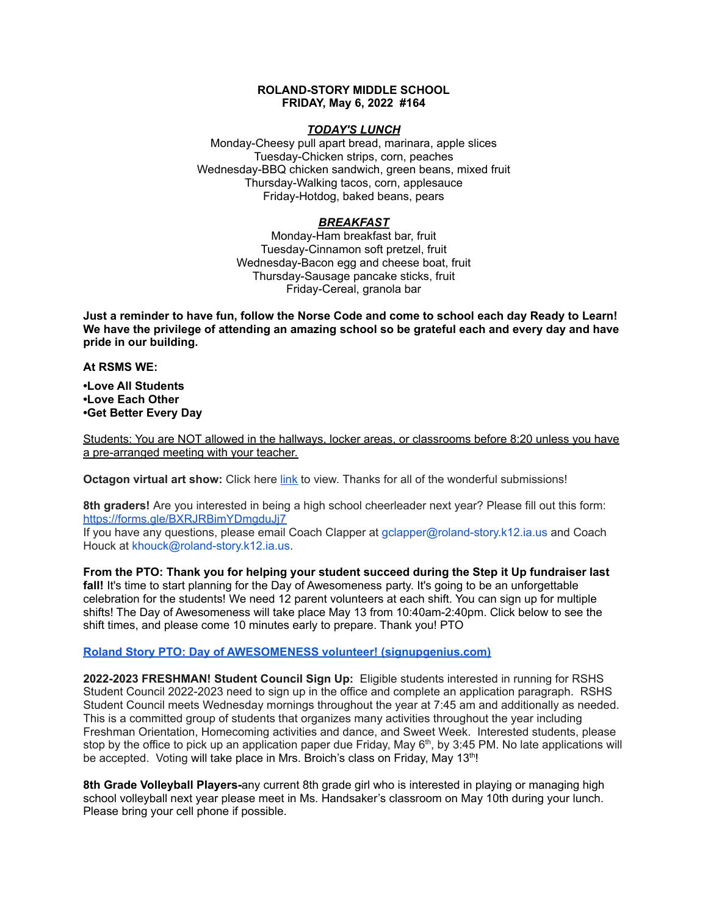**ROLAND-STORY MIDDLE SCHOOL**
**FRIDAY, May 6, 2022 #164**

***TODAY'S LUNCH***

Monday-Cheesy pull apart bread, marinara, apple slices
Tuesday-Chicken strips, corn, peaches
Wednesday-BBQ chicken sandwich, green beans, mixed fruit
Thursday-Walking tacos, corn, applesauce
Friday-Hotdog, baked beans, pears

***BREAKFAST***

Monday-Ham breakfast bar, fruit
Tuesday-Cinnamon soft pretzel, fruit
Wednesday-Bacon egg and cheese boat, fruit
Thursday-Sausage pancake sticks, fruit
Friday-Cereal, granola bar

**Just a reminder to have fun, follow the Norse Code and come to school each day Ready to Learn! We have the privilege of attending an amazing school so be grateful each and every day and have pride in our building.**

**At RSMS WE:**

**•Love All Students**
**•Love Each Other**
**•Get Better Every Day**

Students: You are NOT allowed in the hallways, locker areas, or classrooms before 8:20 unless you have a pre-arranged meeting with your teacher.

**Octagon virtual art show:** Click here link to view. Thanks for all of the wonderful submissions!

**8th graders!** Are you interested in being a high school cheerleader next year? Please fill out this form: https://forms.gle/BXRJRBimYDmgduJj7
If you have any questions, please email Coach Clapper at gclapper@roland-story.k12.ia.us and Coach Houck at khouck@roland-story.k12.ia.us.

**From the PTO: Thank you for helping your student succeed during the Step it Up fundraiser last fall!** It's time to start planning for the Day of Awesomeness party. It's going to be an unforgettable celebration for the students! We need 12 parent volunteers at each shift. You can sign up for multiple shifts! The Day of Awesomeness will take place May 13 from 10:40am-2:40pm. Click below to see the shift times, and please come 10 minutes early to prepare. Thank you! PTO

**Roland Story PTO: Day of AWESOMENESS volunteer! (signupgenius.com)**

**2022-2023 FRESHMAN! Student Council Sign Up:** Eligible students interested in running for RSHS Student Council 2022-2023 need to sign up in the office and complete an application paragraph. RSHS Student Council meets Wednesday mornings throughout the year at 7:45 am and additionally as needed. This is a committed group of students that organizes many activities throughout the year including Freshman Orientation, Homecoming activities and dance, and Sweet Week. Interested students, please stop by the office to pick up an application paper due Friday, May 6th, by 3:45 PM. No late applications will be accepted. Voting will take place in Mrs. Broich's class on Friday, May 13th!

**8th Grade Volleyball Players-**any current 8th grade girl who is interested in playing or managing high school volleyball next year please meet in Ms. Handsaker's classroom on May 10th during your lunch. Please bring your cell phone if possible.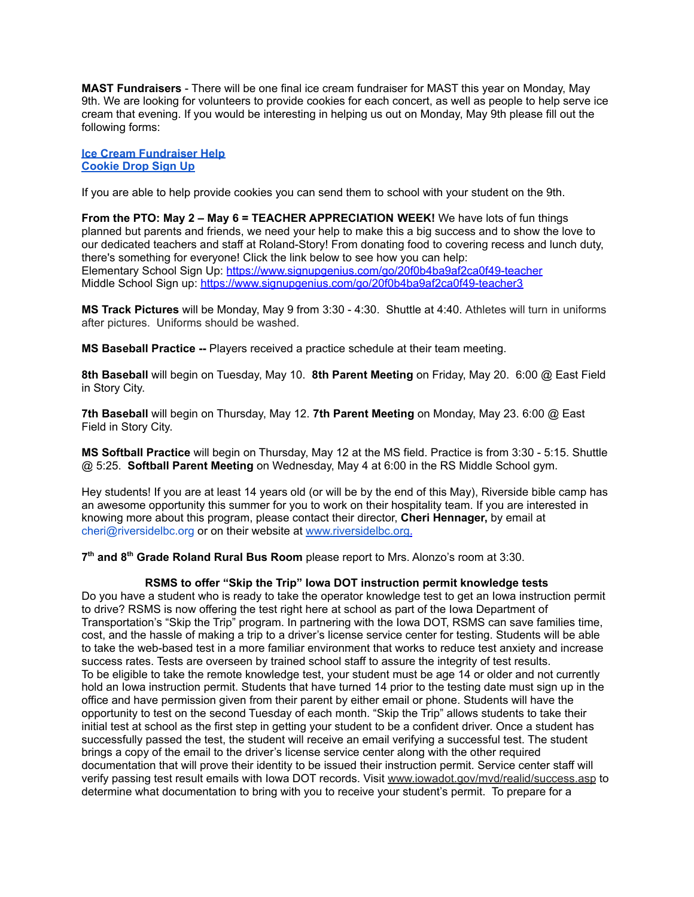**MAST Fundraisers** - There will be one final ice cream fundraiser for MAST this year on Monday, May 9th. We are looking for volunteers to provide cookies for each concert, as well as people to help serve ice cream that evening. If you would be interesting in helping us out on Monday, May 9th please fill out the following forms:

**Ice Cream Fundraiser Help**
**Cookie Drop Sign Up**

If you are able to help provide cookies you can send them to school with your student on the 9th.

**From the PTO: May 2 – May 6 = TEACHER APPRECIATION WEEK!** We have lots of fun things planned but parents and friends, we need your help to make this a big success and to show the love to our dedicated teachers and staff at Roland-Story! From donating food to covering recess and lunch duty, there's something for everyone! Click the link below to see how you can help:
Elementary School Sign Up: https://www.signupgenius.com/go/20f0b4ba9af2ca0f49-teacher
Middle School Sign up: https://www.signupgenius.com/go/20f0b4ba9af2ca0f49-teacher3

**MS Track Pictures** will be Monday, May 9 from 3:30 - 4:30. Shuttle at 4:40. Athletes will turn in uniforms after pictures. Uniforms should be washed.

**MS Baseball Practice --** Players received a practice schedule at their team meeting.

**8th Baseball** will begin on Tuesday, May 10. **8th Parent Meeting** on Friday, May 20. 6:00 @ East Field in Story City.

**7th Baseball** will begin on Thursday, May 12. **7th Parent Meeting** on Monday, May 23. 6:00 @ East Field in Story City.

**MS Softball Practice** will begin on Thursday, May 12 at the MS field. Practice is from 3:30 - 5:15. Shuttle @ 5:25. **Softball Parent Meeting** on Wednesday, May 4 at 6:00 in the RS Middle School gym.

Hey students! If you are at least 14 years old (or will be by the end of this May), Riverside bible camp has an awesome opportunity this summer for you to work on their hospitality team. If you are interested in knowing more about this program, please contact their director, **Cheri Hennager,** by email at cheri@riversidelbc.org or on their website at www.riversidelbc.org.

**7th and 8th Grade Roland Rural Bus Room** please report to Mrs. Alonzo's room at 3:30.

**RSMS to offer "Skip the Trip" Iowa DOT instruction permit knowledge tests**

Do you have a student who is ready to take the operator knowledge test to get an Iowa instruction permit to drive? RSMS is now offering the test right here at school as part of the Iowa Department of Transportation's "Skip the Trip" program. In partnering with the Iowa DOT, RSMS can save families time, cost, and the hassle of making a trip to a driver's license service center for testing. Students will be able to take the web-based test in a more familiar environment that works to reduce test anxiety and increase success rates. Tests are overseen by trained school staff to assure the integrity of test results.
To be eligible to take the remote knowledge test, your student must be age 14 or older and not currently hold an Iowa instruction permit. Students that have turned 14 prior to the testing date must sign up in the office and have permission given from their parent by either email or phone. Students will have the opportunity to test on the second Tuesday of each month. "Skip the Trip" allows students to take their initial test at school as the first step in getting your student to be a confident driver. Once a student has successfully passed the test, the student will receive an email verifying a successful test. The student brings a copy of the email to the driver's license service center along with the other required documentation that will prove their identity to be issued their instruction permit. Service center staff will verify passing test result emails with Iowa DOT records. Visit www.iowadot.gov/mvd/realid/success.asp to determine what documentation to bring with you to receive your student's permit. To prepare for a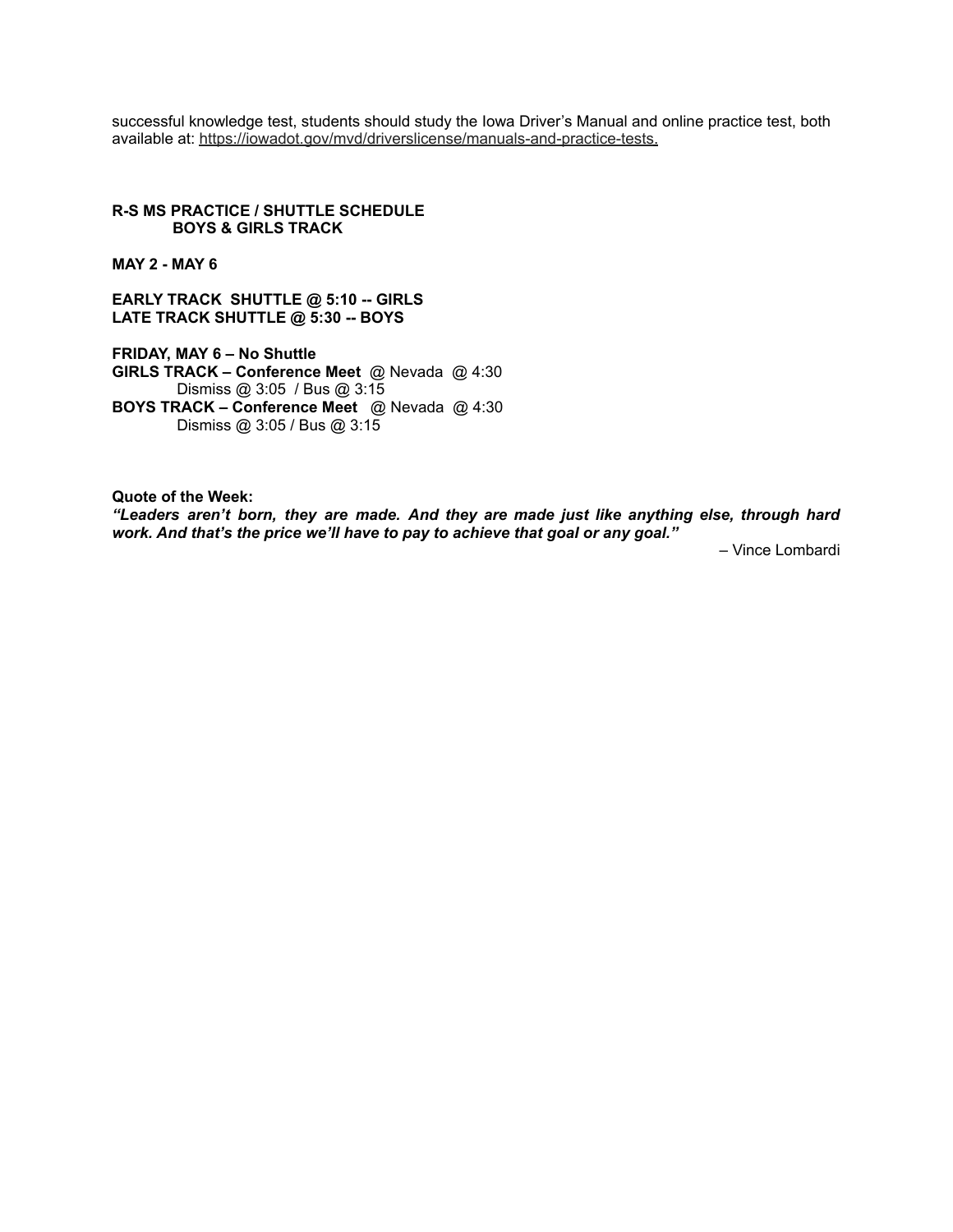successful knowledge test, students should study the Iowa Driver's Manual and online practice test, both available at: https://iowadot.gov/mvd/driverslicense/manuals-and-practice-tests.

**R-S MS PRACTICE / SHUTTLE SCHEDULE**
**BOYS & GIRLS TRACK**

**MAY 2 - MAY 6**

**EARLY TRACK SHUTTLE @ 5:10 -- GIRLS**
**LATE TRACK SHUTTLE @ 5:30 -- BOYS**

**FRIDAY, MAY 6 – No Shuttle**
**GIRLS TRACK – Conference Meet** @ Nevada @ 4:30
Dismiss @ 3:05 / Bus @ 3:15
**BOYS TRACK – Conference Meet** @ Nevada @ 4:30
Dismiss @ 3:05 / Bus @ 3:15

**Quote of the Week:**
***"Leaders aren't born, they are made. And they are made just like anything else, through hard work. And that's the price we'll have to pay to achieve that goal or any goal."***

– Vince Lombardi